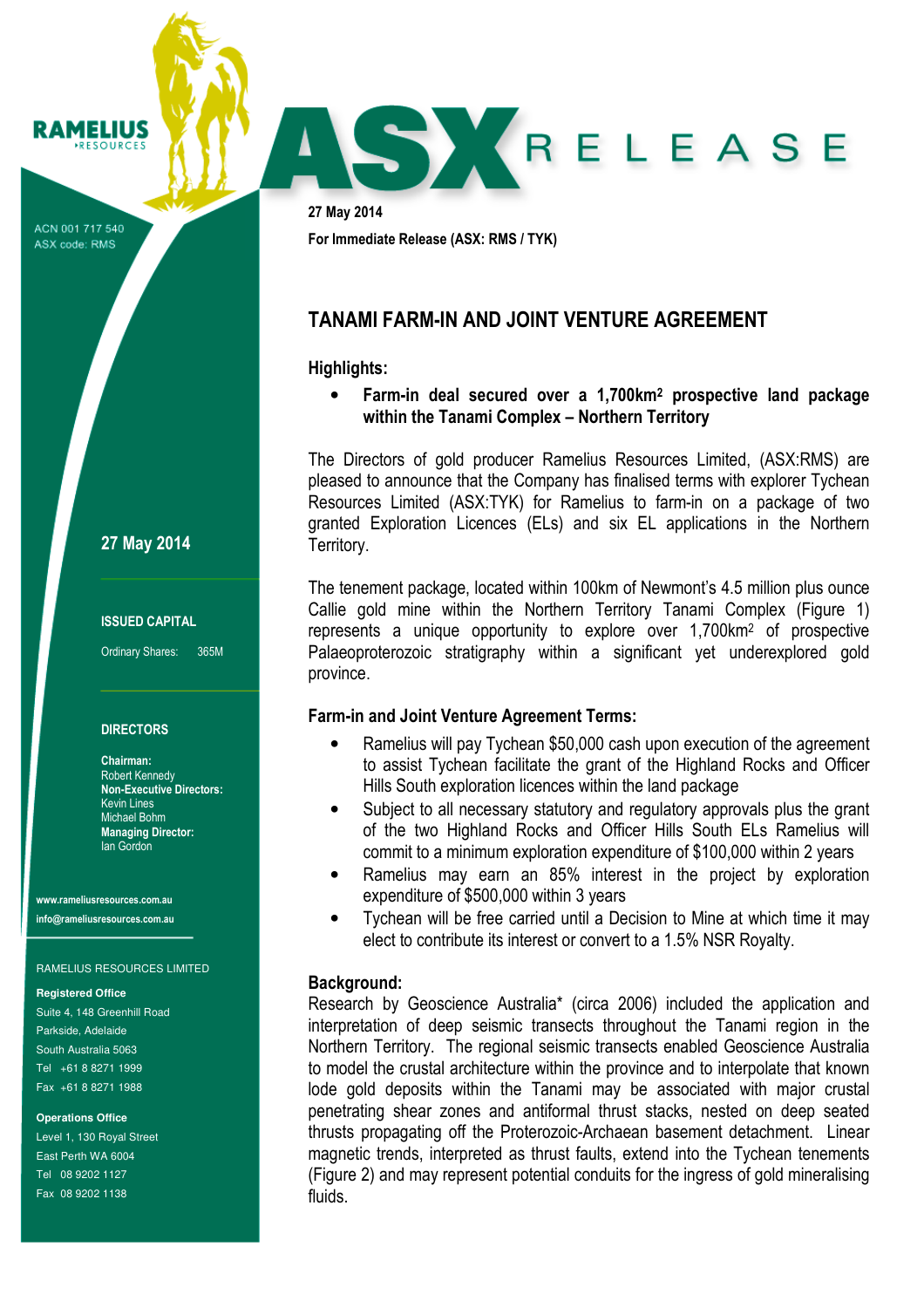RAMELIUS RESOURCES

ACN 001 717 540
ASX code: RMS

# ASX RELEASE

27 May 2014

For Immediate Release (ASX: RMS / TYK)

## TANAMI FARM-IN AND JOINT VENTURE AGREEMENT

### Highlights:

- **Farm-in deal secured over a 1,700km² prospective land package within the Tanami Complex – Northern Territory**

The Directors of gold producer Ramelius Resources Limited, (ASX:RMS) are pleased to announce that the Company has finalised terms with explorer Tychean Resources Limited (ASX:TYK) for Ramelius to farm-in on a package of two granted Exploration Licences (ELs) and six EL applications in the Northern Territory.

The tenement package, located within 100km of Newmont's 4.5 million plus ounce Callie gold mine within the Northern Territory Tanami Complex (Figure 1) represents a unique opportunity to explore over 1,700km² of prospective Palaeoproterozoic stratigraphy within a significant yet underexplored gold province.

### Farm-in and Joint Venture Agreement Terms:

- Ramelius will pay Tychean $50,000 cash upon execution of the agreement to assist Tychean facilitate the grant of the Highland Rocks and Officer Hills South exploration licences within the land package
- Subject to all necessary statutory and regulatory approvals plus the grant of the two Highland Rocks and Officer Hills South ELs Ramelius will commit to a minimum exploration expenditure of $100,000 within 2 years
- Ramelius may earn an 85% interest in the project by exploration expenditure of $500,000 within 3 years
- Tychean will be free carried until a Decision to Mine at which time it may elect to contribute its interest or convert to a 1.5% NSR Royalty.

### Background:

Research by Geoscience Australia* (circa 2006) included the application and interpretation of deep seismic transects throughout the Tanami region in the Northern Territory. The regional seismic transects enabled Geoscience Australia to model the crustal architecture within the province and to interpolate that known lode gold deposits within the Tanami may be associated with major crustal penetrating shear zones and antiformal thrust stacks, nested on deep seated thrusts propagating off the Proterozoic-Archaean basement detachment. Linear magnetic trends, interpreted as thrust faults, extend into the Tychean tenements (Figure 2) and may represent potential conduits for the ingress of gold mineralising fluids.

---

27 May 2014

**ISSUED CAPITAL**

Ordinary Shares: 365M

**DIRECTORS**

**Chairman:**
Robert Kennedy
**Non-Executive Directors:**
Kevin Lines
Michael Bohm
**Managing Director:**
Ian Gordon

www.rameliusresources.com.au
info@rameliusresources.com.au

RAMELIUS RESOURCES LIMITED

**Registered Office**
Suite 4, 148 Greenhill Road
Parkside, Adelaide
South Australia 5063
Tel +61 8 8271 1999
Fax +61 8 8271 1988

**Operations Office**
Level 1, 130 Royal Street
East Perth WA 6004
Tel 08 9202 1127
Fax 08 9202 1138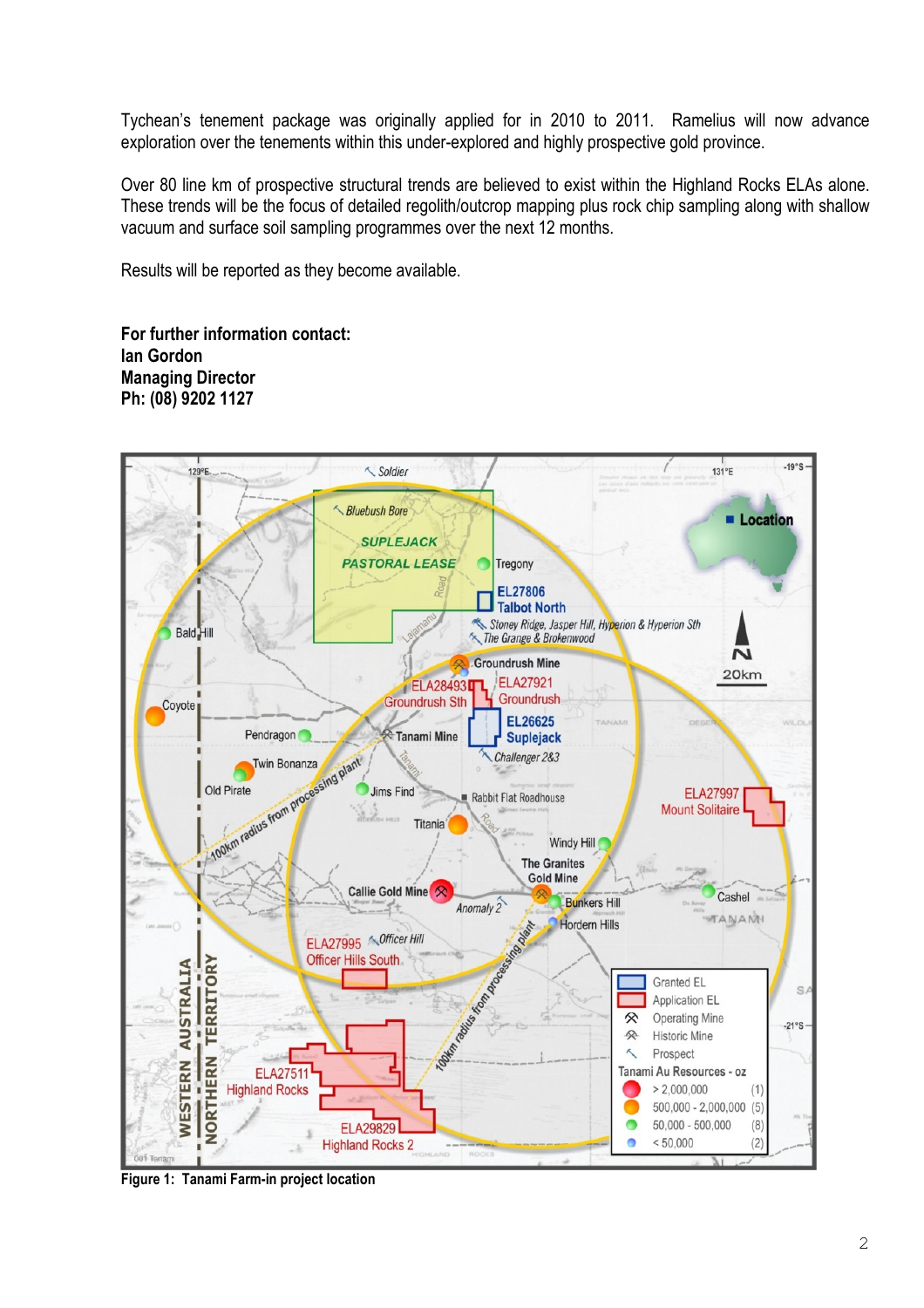Tychean's tenement package was originally applied for in 2010 to 2011. Ramelius will now advance exploration over the tenements within this under-explored and highly prospective gold province.

Over 80 line km of prospective structural trends are believed to exist within the Highland Rocks ELAs alone. These trends will be the focus of detailed regolith/outcrop mapping plus rock chip sampling along with shallow vacuum and surface soil sampling programmes over the next 12 months.

Results will be reported as they become available.

**For further information contact:**
**Ian Gordon**
**Managing Director**
**Ph: (08) 9202 1127**

**Figure 1: Tanami Farm-in project location**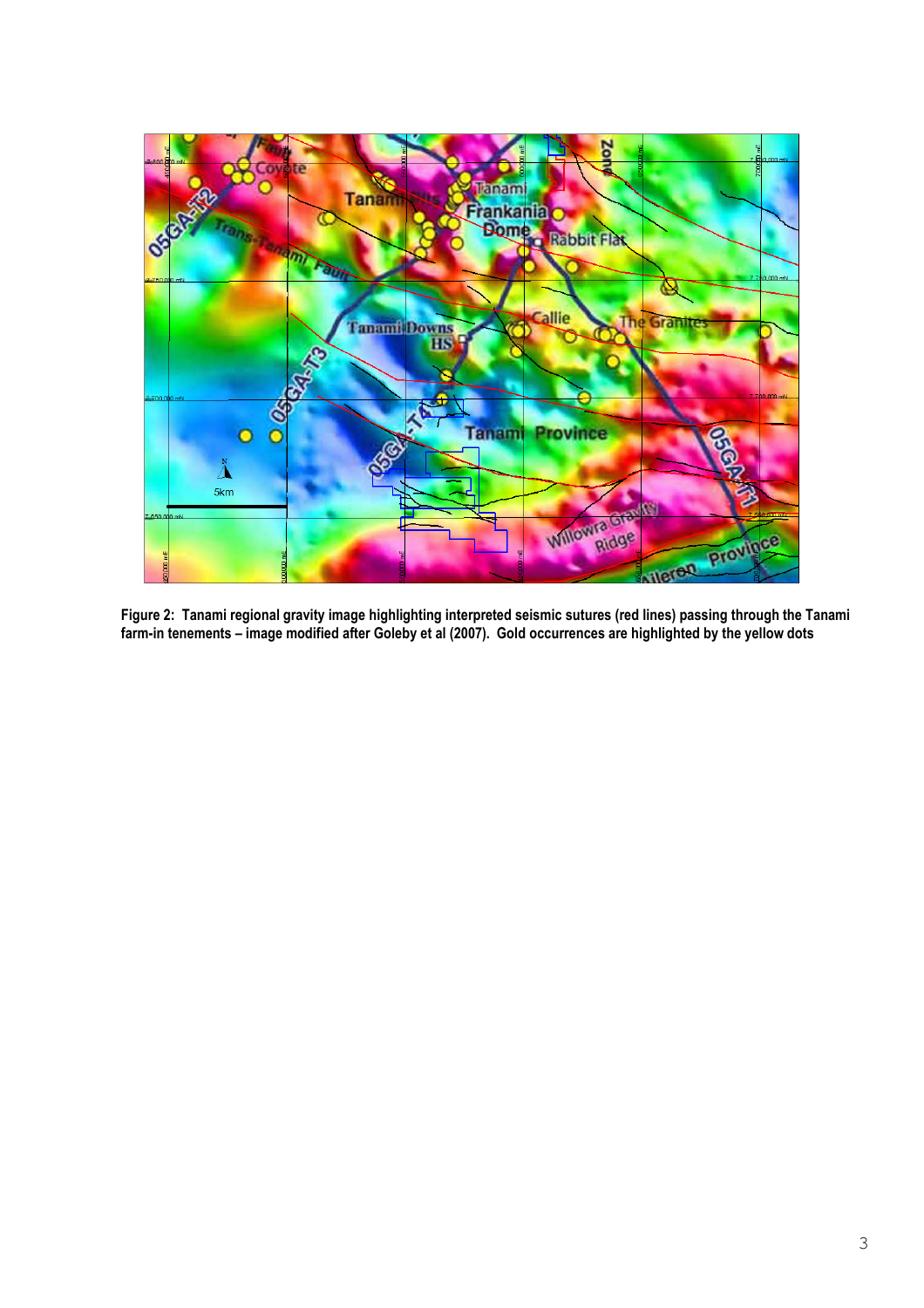**Figure 2: Tanami regional gravity image highlighting interpreted seismic sutures (red lines) passing through the Tanami farm-in tenements – image modified after Goleby et al (2007). Gold occurrences are highlighted by the yellow dots**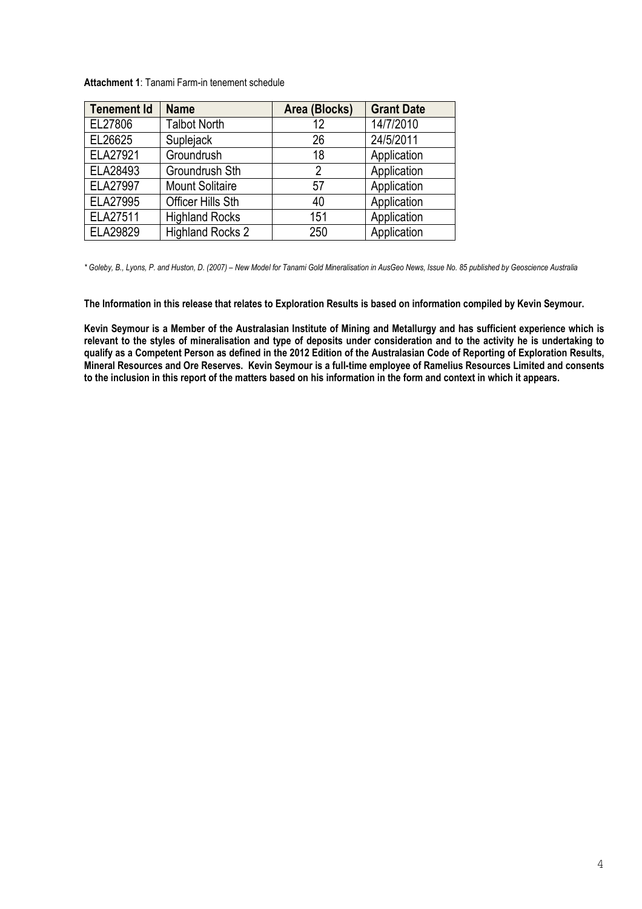**Attachment 1**: Tanami Farm-in tenement schedule

| Tenement Id | Name | Area (Blocks) | Grant Date |
|---|---|---|---|
| EL27806 | Talbot North | 12 | 14/7/2010 |
| EL26625 | Suplejack | 26 | 24/5/2011 |
| ELA27921 | Groundrush | 18 | Application |
| ELA28493 | Groundrush Sth | 2 | Application |
| ELA27997 | Mount Solitaire | 57 | Application |
| ELA27995 | Officer Hills Sth | 40 | Application |
| ELA27511 | Highland Rocks | 151 | Application |
| ELA29829 | Highland Rocks 2 | 250 | Application |

*\* Goleby, B., Lyons, P. and Huston, D. (2007) – New Model for Tanami Gold Mineralisation in AusGeo News, Issue No. 85 published by Geoscience Australia*

**The Information in this release that relates to Exploration Results is based on information compiled by Kevin Seymour.**

**Kevin Seymour is a Member of the Australasian Institute of Mining and Metallurgy and has sufficient experience which is relevant to the styles of mineralisation and type of deposits under consideration and to the activity he is undertaking to qualify as a Competent Person as defined in the 2012 Edition of the Australasian Code of Reporting of Exploration Results, Mineral Resources and Ore Reserves. Kevin Seymour is a full-time employee of Ramelius Resources Limited and consents to the inclusion in this report of the matters based on his information in the form and context in which it appears.**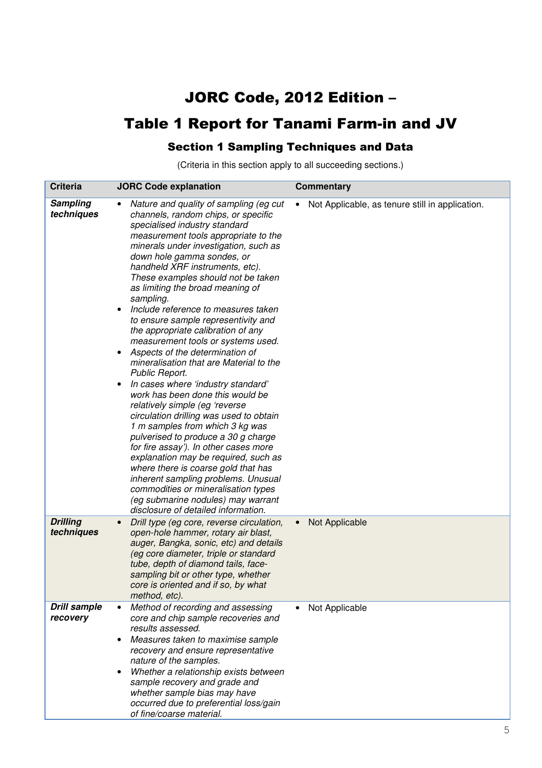# JORC Code, 2012 Edition –

# Table 1 Report for Tanami Farm-in and JV

## Section 1 Sampling Techniques and Data

(Criteria in this section apply to all succeeding sections.)

| Criteria | JORC Code explanation | Commentary |
|---|---|---|
| ***Sampling techniques*** | • *Nature and quality of sampling (eg cut channels, random chips, or specific specialised industry standard measurement tools appropriate to the minerals under investigation, such as down hole gamma sondes, or handheld XRF instruments, etc). These examples should not be taken as limiting the broad meaning of sampling.*<br>• *Include reference to measures taken to ensure sample representivity and the appropriate calibration of any measurement tools or systems used.*<br>• *Aspects of the determination of mineralisation that are Material to the Public Report.*<br>• *In cases where 'industry standard' work has been done this would be relatively simple (eg 'reverse circulation drilling was used to obtain 1 m samples from which 3 kg was pulverised to produce a 30 g charge for fire assay'). In other cases more explanation may be required, such as where there is coarse gold that has inherent sampling problems. Unusual commodities or mineralisation types (eg submarine nodules) may warrant disclosure of detailed information.* | • Not Applicable, as tenure still in application. |
| ***Drilling techniques*** | • *Drill type (eg core, reverse circulation, open-hole hammer, rotary air blast, auger, Bangka, sonic, etc) and details (eg core diameter, triple or standard tube, depth of diamond tails, face-sampling bit or other type, whether core is oriented and if so, by what method, etc).* | • Not Applicable |
| ***Drill sample recovery*** | • *Method of recording and assessing core and chip sample recoveries and results assessed.*<br>• *Measures taken to maximise sample recovery and ensure representative nature of the samples.*<br>• *Whether a relationship exists between sample recovery and grade and whether sample bias may have occurred due to preferential loss/gain of fine/coarse material.* | • Not Applicable |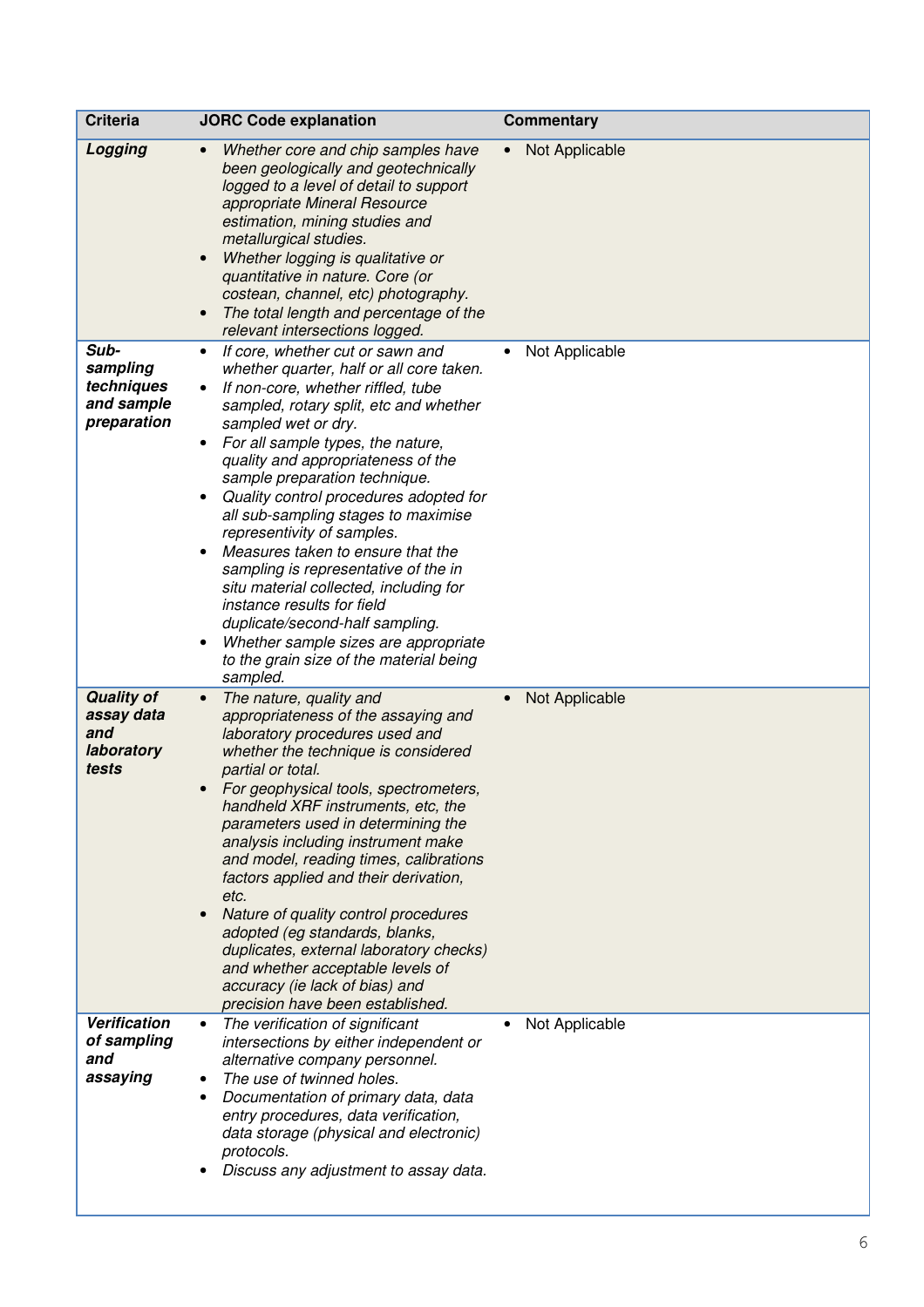| Criteria | JORC Code explanation | Commentary |
|---|---|---|
| ***Logging*** | • *Whether core and chip samples have been geologically and geotechnically logged to a level of detail to support appropriate Mineral Resource estimation, mining studies and metallurgical studies.*<br>• *Whether logging is qualitative or quantitative in nature. Core (or costean, channel, etc) photography.*<br>• *The total length and percentage of the relevant intersections logged.* | • Not Applicable |
| ***Sub-sampling techniques and sample preparation*** | • *If core, whether cut or sawn and whether quarter, half or all core taken.*<br>• *If non-core, whether riffled, tube sampled, rotary split, etc and whether sampled wet or dry.*<br>• *For all sample types, the nature, quality and appropriateness of the sample preparation technique.*<br>• *Quality control procedures adopted for all sub-sampling stages to maximise representivity of samples.*<br>• *Measures taken to ensure that the sampling is representative of the in situ material collected, including for instance results for field duplicate/second-half sampling.*<br>• *Whether sample sizes are appropriate to the grain size of the material being sampled.* | • Not Applicable |
| ***Quality of assay data and laboratory tests*** | • *The nature, quality and appropriateness of the assaying and laboratory procedures used and whether the technique is considered partial or total.*<br>• *For geophysical tools, spectrometers, handheld XRF instruments, etc, the parameters used in determining the analysis including instrument make and model, reading times, calibrations factors applied and their derivation, etc.*<br>• *Nature of quality control procedures adopted (eg standards, blanks, duplicates, external laboratory checks) and whether acceptable levels of accuracy (ie lack of bias) and precision have been established.* | • Not Applicable |
| ***Verification of sampling and assaying*** | • *The verification of significant intersections by either independent or alternative company personnel.*<br>• *The use of twinned holes.*<br>• *Documentation of primary data, data entry procedures, data verification, data storage (physical and electronic) protocols.*<br>• *Discuss any adjustment to assay data.* | • Not Applicable |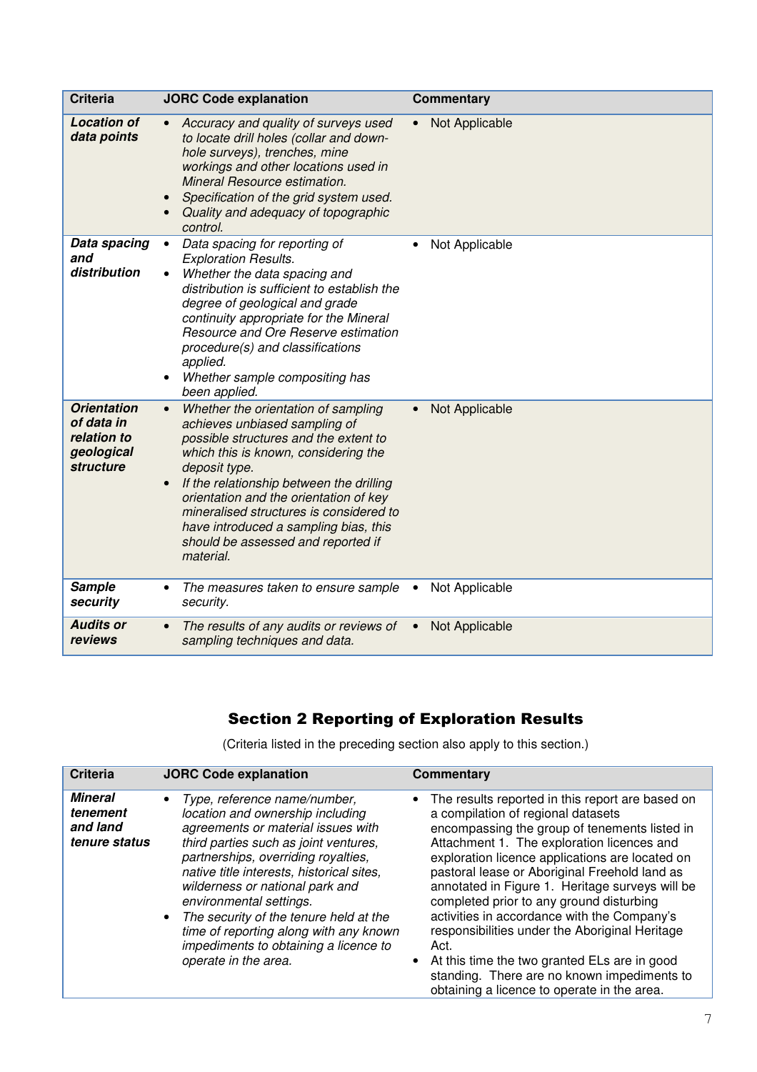| Criteria | JORC Code explanation | Commentary |
| --- | --- | --- |
| ***Location of data points*** | • *Accuracy and quality of surveys used to locate drill holes (collar and down-hole surveys), trenches, mine workings and other locations used in Mineral Resource estimation.*<br>• *Specification of the grid system used.*<br>• *Quality and adequacy of topographic control.* | • Not Applicable |
| ***Data spacing and distribution*** | • *Data spacing for reporting of Exploration Results.*<br>• *Whether the data spacing and distribution is sufficient to establish the degree of geological and grade continuity appropriate for the Mineral Resource and Ore Reserve estimation procedure(s) and classifications applied.*<br>• *Whether sample compositing has been applied.* | • Not Applicable |
| ***Orientation of data in relation to geological structure*** | • *Whether the orientation of sampling achieves unbiased sampling of possible structures and the extent to which this is known, considering the deposit type.*<br>• *If the relationship between the drilling orientation and the orientation of key mineralised structures is considered to have introduced a sampling bias, this should be assessed and reported if material.* | • Not Applicable |
| ***Sample security*** | • *The measures taken to ensure sample security.* | • Not Applicable |
| ***Audits or reviews*** | • *The results of any audits or reviews of sampling techniques and data.* | • Not Applicable |

## Section 2 Reporting of Exploration Results

(Criteria listed in the preceding section also apply to this section.)

| Criteria | JORC Code explanation | Commentary |
| --- | --- | --- |
| ***Mineral tenement and land tenure status*** | • *Type, reference name/number, location and ownership including agreements or material issues with third parties such as joint ventures, partnerships, overriding royalties, native title interests, historical sites, wilderness or national park and environmental settings.*<br>• *The security of the tenure held at the time of reporting along with any known impediments to obtaining a licence to operate in the area.* | • The results reported in this report are based on a compilation of regional datasets encompassing the group of tenements listed in Attachment 1. The exploration licences and exploration licence applications are located on pastoral lease or Aboriginal Freehold land as annotated in Figure 1. Heritage surveys will be completed prior to any ground disturbing activities in accordance with the Company's responsibilities under the Aboriginal Heritage Act.<br>• At this time the two granted ELs are in good standing. There are no known impediments to obtaining a licence to operate in the area. |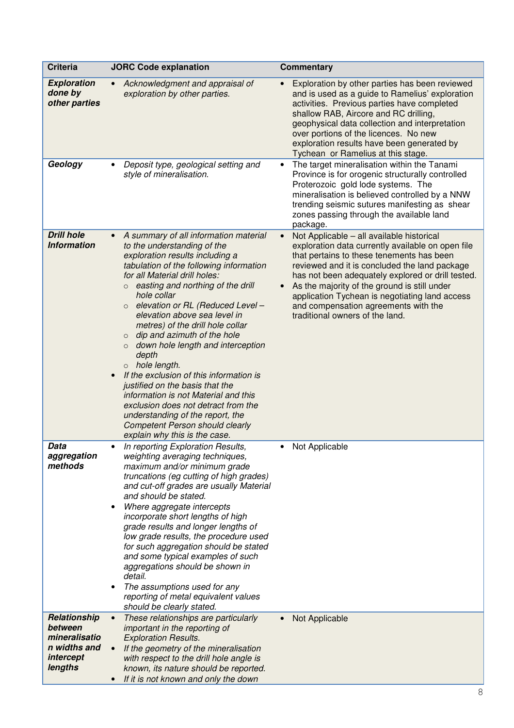| Criteria | JORC Code explanation | Commentary |
|---|---|---|
| ***Exploration done by other parties*** | • *Acknowledgment and appraisal of exploration by other parties.* | • Exploration by other parties has been reviewed and is used as a guide to Ramelius' exploration activities. Previous parties have completed shallow RAB, Aircore and RC drilling, geophysical data collection and interpretation over portions of the licences. No new exploration results have been generated by Tychean or Ramelius at this stage. |
| ***Geology*** | • *Deposit type, geological setting and style of mineralisation.* | • The target mineralisation within the Tanami Province is for orogenic structurally controlled Proterozoic gold lode systems. The mineralisation is believed controlled by a NNW trending seismic sutures manifesting as shear zones passing through the available land package. |
| ***Drill hole Information*** | • *A summary of all information material to the understanding of the exploration results including a tabulation of the following information for all Material drill holes:*<br>○ *easting and northing of the drill hole collar*<br>○ *elevation or RL (Reduced Level – elevation above sea level in metres) of the drill hole collar*<br>○ *dip and azimuth of the hole*<br>○ *down hole length and interception depth*<br>○ *hole length.*<br>• *If the exclusion of this information is justified on the basis that the information is not Material and this exclusion does not detract from the understanding of the report, the Competent Person should clearly explain why this is the case.* | • Not Applicable – all available historical exploration data currently available on open file that pertains to these tenements has been reviewed and it is concluded the land package has not been adequately explored or drill tested.<br>• As the majority of the ground is still under application Tychean is negotiating land access and compensation agreements with the traditional owners of the land. |
| ***Data aggregation methods*** | • *In reporting Exploration Results, weighting averaging techniques, maximum and/or minimum grade truncations (eg cutting of high grades) and cut-off grades are usually Material and should be stated.*<br>• *Where aggregate intercepts incorporate short lengths of high grade results and longer lengths of low grade results, the procedure used for such aggregation should be stated and some typical examples of such aggregations should be shown in detail.*<br>• *The assumptions used for any reporting of metal equivalent values should be clearly stated.* | • Not Applicable |
| ***Relationship between mineralisation widths and intercept lengths*** | • *These relationships are particularly important in the reporting of Exploration Results.*<br>• *If the geometry of the mineralisation with respect to the drill hole angle is known, its nature should be reported.*<br>• *If it is not known and only the down* | • Not Applicable |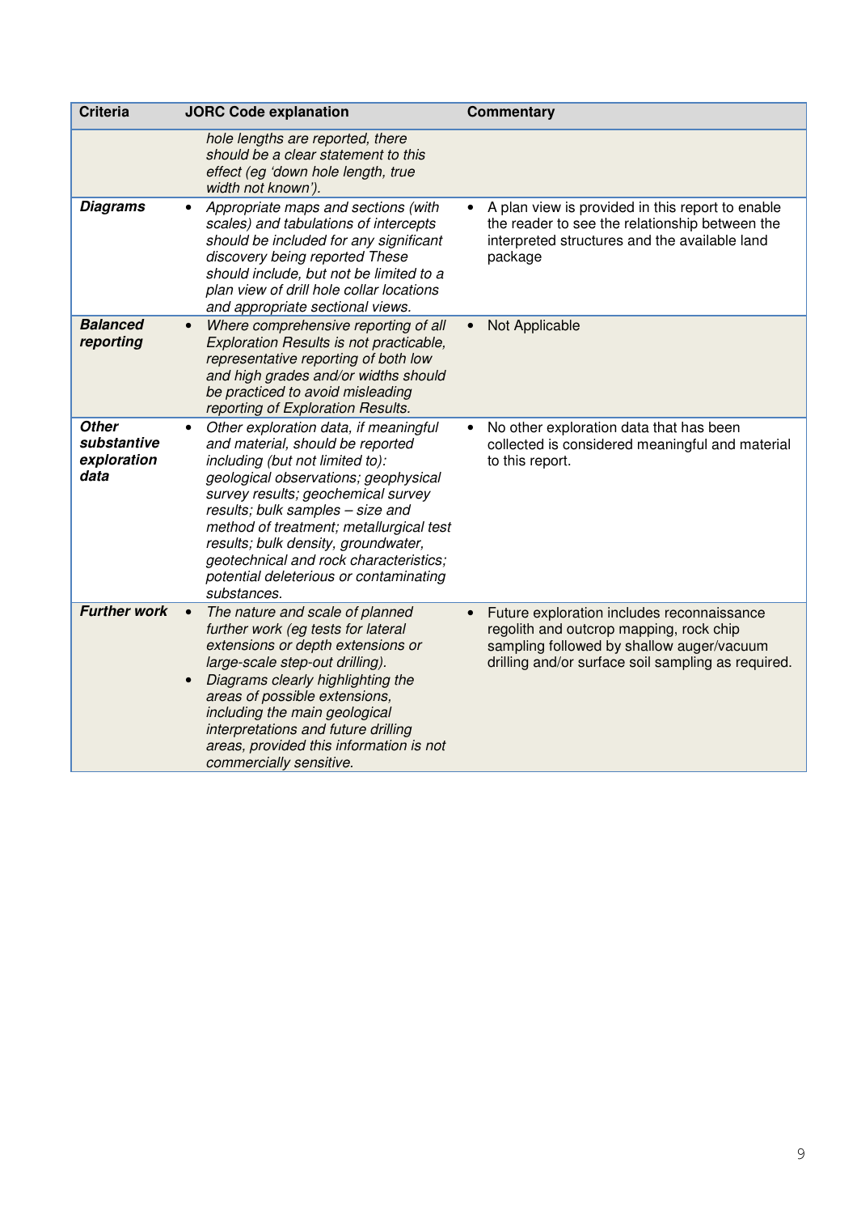| Criteria | JORC Code explanation | Commentary |
| --- | --- | --- |
| | *hole lengths are reported, there should be a clear statement to this effect (eg 'down hole length, true width not known').* | |
| ***Diagrams*** | • *Appropriate maps and sections (with scales) and tabulations of intercepts should be included for any significant discovery being reported These should include, but not be limited to a plan view of drill hole collar locations and appropriate sectional views.* | • A plan view is provided in this report to enable the reader to see the relationship between the interpreted structures and the available land package |
| ***Balanced reporting*** | • *Where comprehensive reporting of all Exploration Results is not practicable, representative reporting of both low and high grades and/or widths should be practiced to avoid misleading reporting of Exploration Results.* | • Not Applicable |
| ***Other substantive exploration data*** | • *Other exploration data, if meaningful and material, should be reported including (but not limited to): geological observations; geophysical survey results; geochemical survey results; bulk samples – size and method of treatment; metallurgical test results; bulk density, groundwater, geotechnical and rock characteristics; potential deleterious or contaminating substances.* | • No other exploration data that has been collected is considered meaningful and material to this report. |
| ***Further work*** | • *The nature and scale of planned further work (eg tests for lateral extensions or depth extensions or large-scale step-out drilling).* <br> • *Diagrams clearly highlighting the areas of possible extensions, including the main geological interpretations and future drilling areas, provided this information is not commercially sensitive.* | • Future exploration includes reconnaissance regolith and outcrop mapping, rock chip sampling followed by shallow auger/vacuum drilling and/or surface soil sampling as required. |